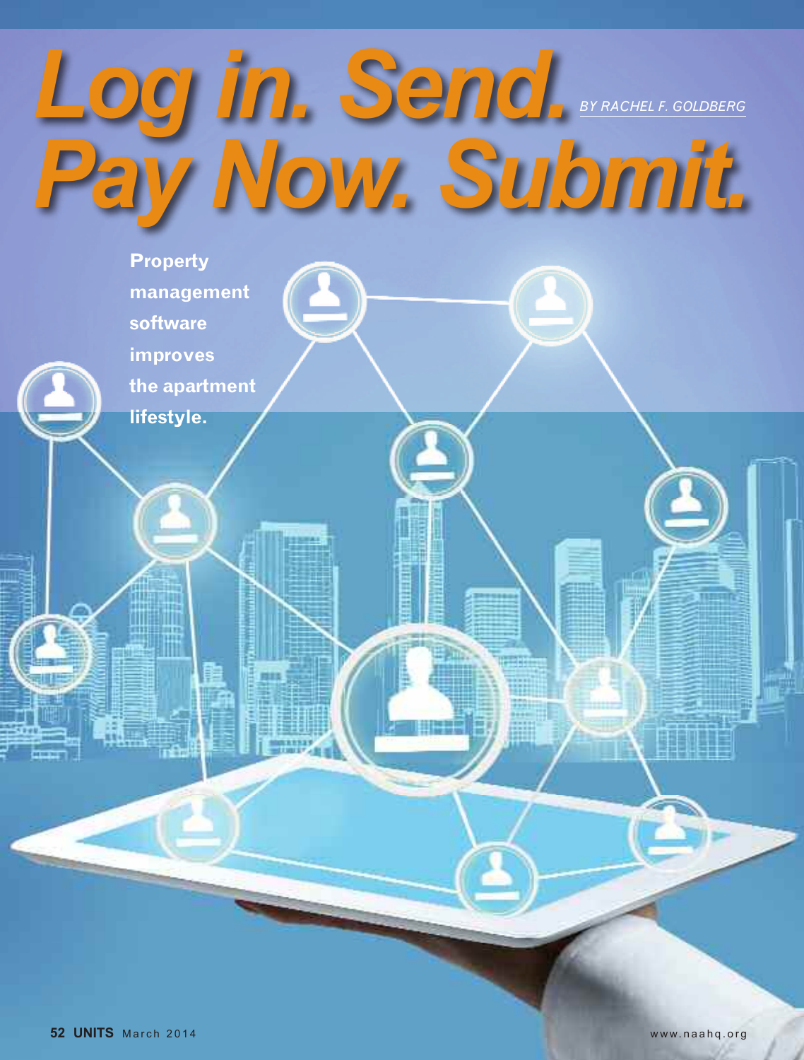# Log in. Send. Pay Now. Submit.

*BY RACHEL F. GOLDBERG*

**Property management software improves the apartment lifestyle.**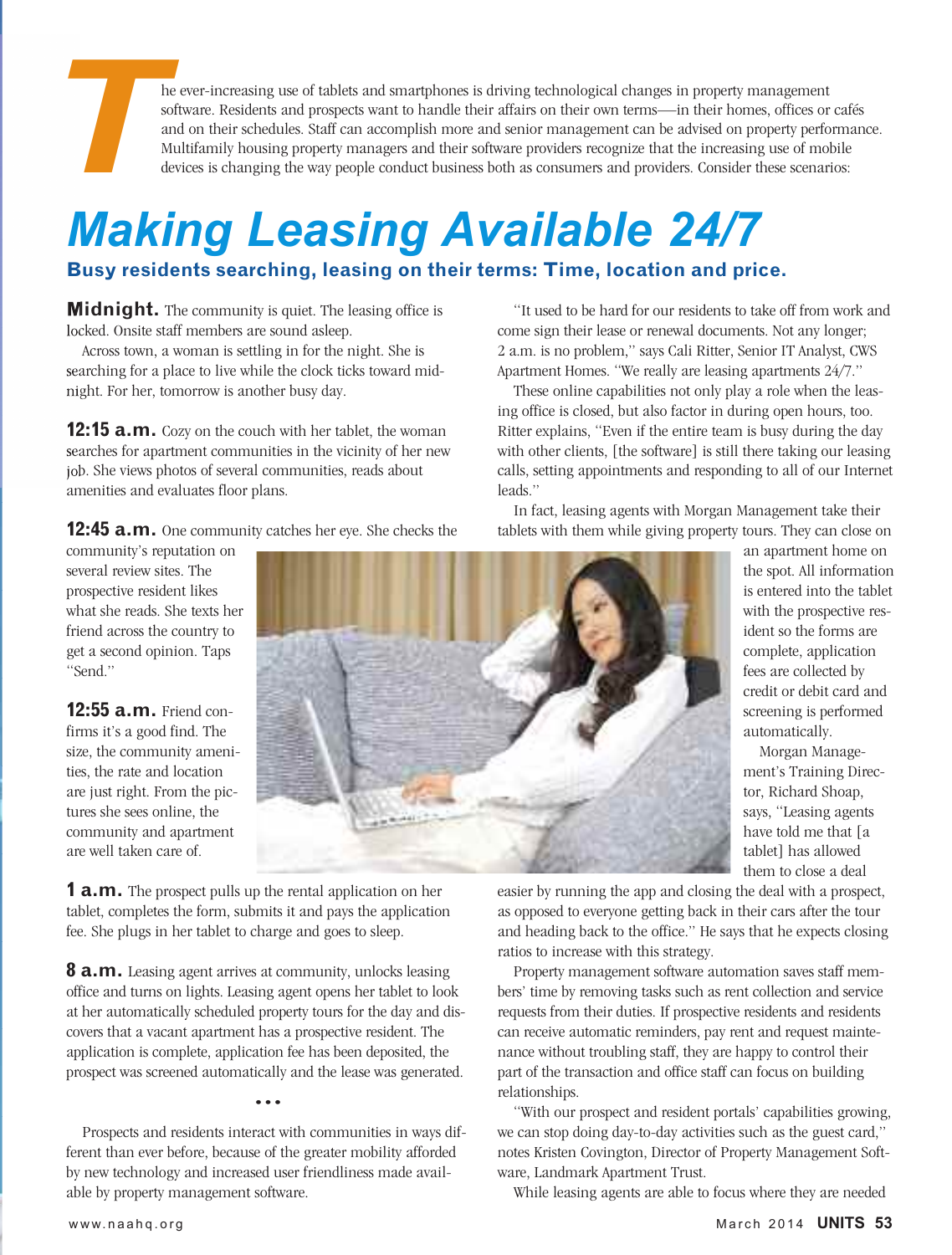The ever-increasing use of tablets and smartphones is driving technological changes in property management software. Residents and prospects want to handle their affairs on their own terms—in their homes, offices or cafés and on their schedules. Staff can accomplish more and senior management can be advised on property performance. Multifamily housing property managers and their software providers recognize that the increasing use of mobile devices is changing the way people conduct business both as consumers and providers. Consider these scenarios:

# Making Leasing Available 24/7

### Busy residents searching, leasing on their terms: Time, location and price.

**Midnight.** The community is quiet. The leasing office is locked. Onsite staff members are sound asleep.

Across town, a woman is settling in for the night. She is searching for a place to live while the clock ticks toward midnight. For her, tomorrow is another busy day.

**12:15 a.m.** Cozy on the couch with her tablet, the woman searches for apartment communities in the vicinity of her new job. She views photos of several communities, reads about amenities and evaluates floor plans.

**12:45 a.m.** One community catches her eye. She checks the community's reputation on several review sites. The prospective resident likes what she reads. She texts her friend across the country to get a second opinion. Taps "Send."

**12:55 a.m.** Friend confirms it's a good find. The size, the community amenities, the rate and location are just right. From the pictures she sees online, the community and apartment are well taken care of.

**1 a.m.** The prospect pulls up the rental application on her tablet, completes the form, submits it and pays the application fee. She plugs in her tablet to charge and goes to sleep.

**8 a.m.** Leasing agent arrives at community, unlocks leasing office and turns on lights. Leasing agent opens her tablet to look at her automatically scheduled property tours for the day and discovers that a vacant apartment has a prospective resident. The application is complete, application fee has been deposited, the prospect was screened automatically and the lease was generated.

• • •

Prospects and residents interact with communities in ways different than ever before, because of the greater mobility afforded by new technology and increased user friendliness made available by property management software.

"It used to be hard for our residents to take off from work and come sign their lease or renewal documents. Not any longer; 2 a.m. is no problem," says Cali Ritter, Senior IT Analyst, CWS Apartment Homes. "We really are leasing apartments 24/7."

These online capabilities not only play a role when the leasing office is closed, but also factor in during open hours, too. Ritter explains, "Even if the entire team is busy during the day with other clients, [the software] is still there taking our leasing calls, setting appointments and responding to all of our Internet leads."

In fact, leasing agents with Morgan Management take their tablets with them while giving property tours. They can close on an apartment home on the spot. All information is entered into the tablet with the prospective resident so the forms are complete, application fees are collected by credit or debit card and screening is performed automatically.

Morgan Management's Training Director, Richard Shoap, says, "Leasing agents have told me that [a tablet] has allowed them to close a deal easier by running the app and closing the deal with a prospect, as opposed to everyone getting back in their cars after the tour and heading back to the office." He says that he expects closing ratios to increase with this strategy.

Property management software automation saves staff members' time by removing tasks such as rent collection and service requests from their duties. If prospective residents and residents can receive automatic reminders, pay rent and request maintenance without troubling staff, they are happy to control their part of the transaction and office staff can focus on building relationships.

"With our prospect and resident portals' capabilities growing, we can stop doing day-to-day activities such as the guest card," notes Kristen Covington, Director of Property Management Software, Landmark Apartment Trust.

While leasing agents are able to focus where they are needed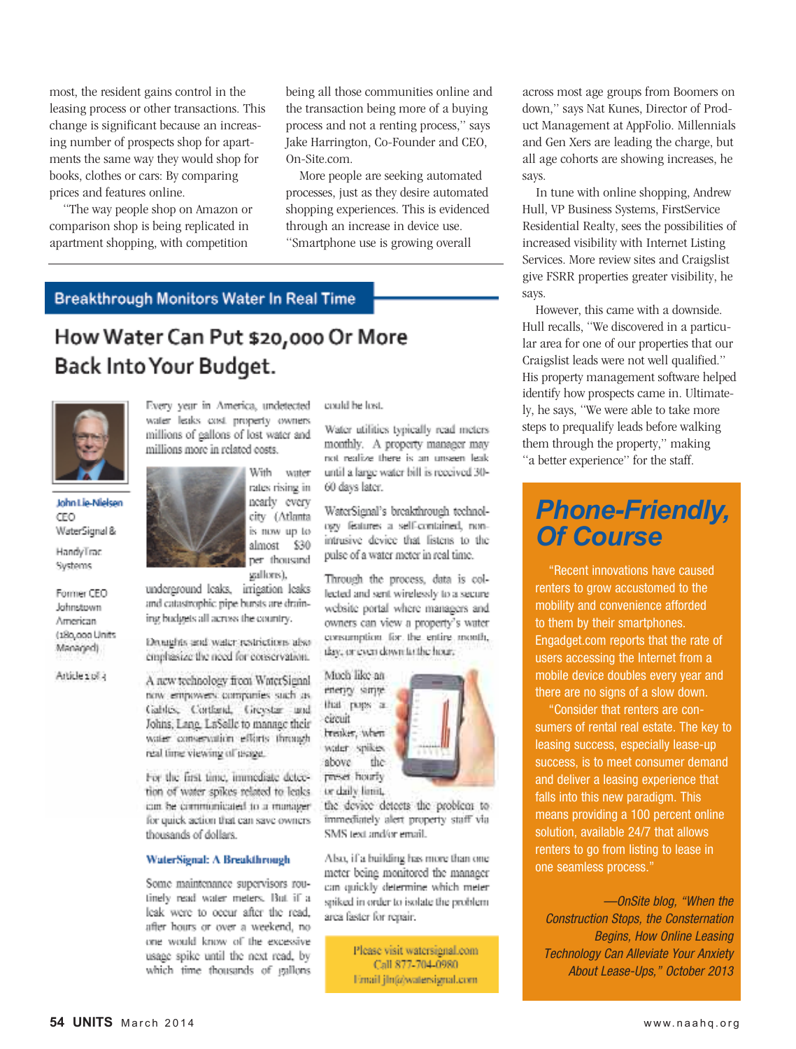most, the resident gains control in the leasing process or other transactions. This change is significant because an increasing number of prospects shop for apartments the same way they would shop for books, clothes or cars: By comparing prices and features online.

"The way people shop on Amazon or comparison shop is being replicated in apartment shopping, with competition being all those communities online and the transaction being more of a buying process and not a renting process," says Jake Harrington, Co-Founder and CEO, On-Site.com.

More people are seeking automated processes, just as they desire automated shopping experiences. This is evidenced through an increase in device use. "Smartphone use is growing overall across most age groups from Boomers on down," says Nat Kunes, Director of Product Management at AppFolio. Millennials and Gen Xers are leading the charge, but all age cohorts are showing increases, he says.

In tune with online shopping, Andrew Hull, VP Business Systems, FirstService Residential Realty, sees the possibilities of increased visibility with Internet Listing Services. More review sites and Craigslist give FSRR properties greater visibility, he says.

However, this came with a downside. Hull recalls, "We discovered in a particular area for one of our properties that our Craigslist leads were not well qualified." His property management software helped identify how prospects came in. Ultimately, he says, "We were able to take more steps to prequalify leads before walking them through the property," making "a better experience" for the staff.

## Phone-Friendly, Of Course

"Recent innovations have caused renters to grow accustomed to the mobility and convenience afforded to them by their smartphones. Engadget.com reports that the rate of users accessing the Internet from a mobile device doubles every year and there are no signs of a slow down.

"Consider that renters are consumers of rental real estate. The key to leasing success, especially lease-up success, is to meet consumer demand and deliver a leasing experience that falls into this new paradigm. This means providing a 100 percent online solution, available 24/7 that allows renters to go from listing to lease in one seamless process."

*—OnSite blog, "When the Construction Stops, the Consternation Begins, How Online Leasing Technology Can Alleviate Your Anxiety About Lease-Ups," October 2013*

---

**Breakthrough Monitors Water In Real Time**

## How Water Can Put $20,000 Or More Back Into Your Budget.

John Lie-Nielsen
CEO
WaterSignal & HandyTrac Systems

Former CEO Johnstown American (180,000 Units Managed)

Article 1 of 3

Every year in America, undetected water leaks cost property owners millions of gallons of lost water and millions more in related costs.

With water rates rising in nearly every city (Atlanta is now up to almost $30 per thousand gallons), underground leaks, irrigation leaks and catastrophic pipe bursts are draining budgets all across the country.

Droughts and water restrictions also emphasize the need for conservation.

A new technology from WaterSignal now empowers companies such as Gables, Cortland, Greystar and Johns, Lang, LaSalle to manage their water conservation efforts through real time viewing of usage.

For the first time, immediate detection of water spikes related to leaks can be communicated to a manager for quick action that can save owners thousands of dollars.

**WaterSignal: A Breakthrough**

Some maintenance supervisors routinely read water meters. But if a leak were to occur after the read, after hours or over a weekend, no one would know of the excessive usage spike until the next read, by which time thousands of gallons could be lost.

Water utilities typically read meters monthly. A property manager may not realize there is an unseen leak until a large water bill is received 30-60 days later.

WaterSignal's breakthrough technology features a self-contained, non-intrusive device that listens to the pulse of a water meter in real time.

Through the process, data is collected and sent wirelessly to a secure website portal where managers and owners can view a property's water consumption for the entire month, day, or even down to the hour.

Much like an energy surge that pops a circuit breaker, when water spikes above the preset hourly or daily limit, the device detects the problem to immediately alert property staff via SMS text and/or email.

Also, if a building has more than one meter being monitored the manager can quickly determine which meter spiked in order to isolate the problem area faster for repair.

Please visit watersignal.com
Call 877-704-0980
Email jln@watersignal.com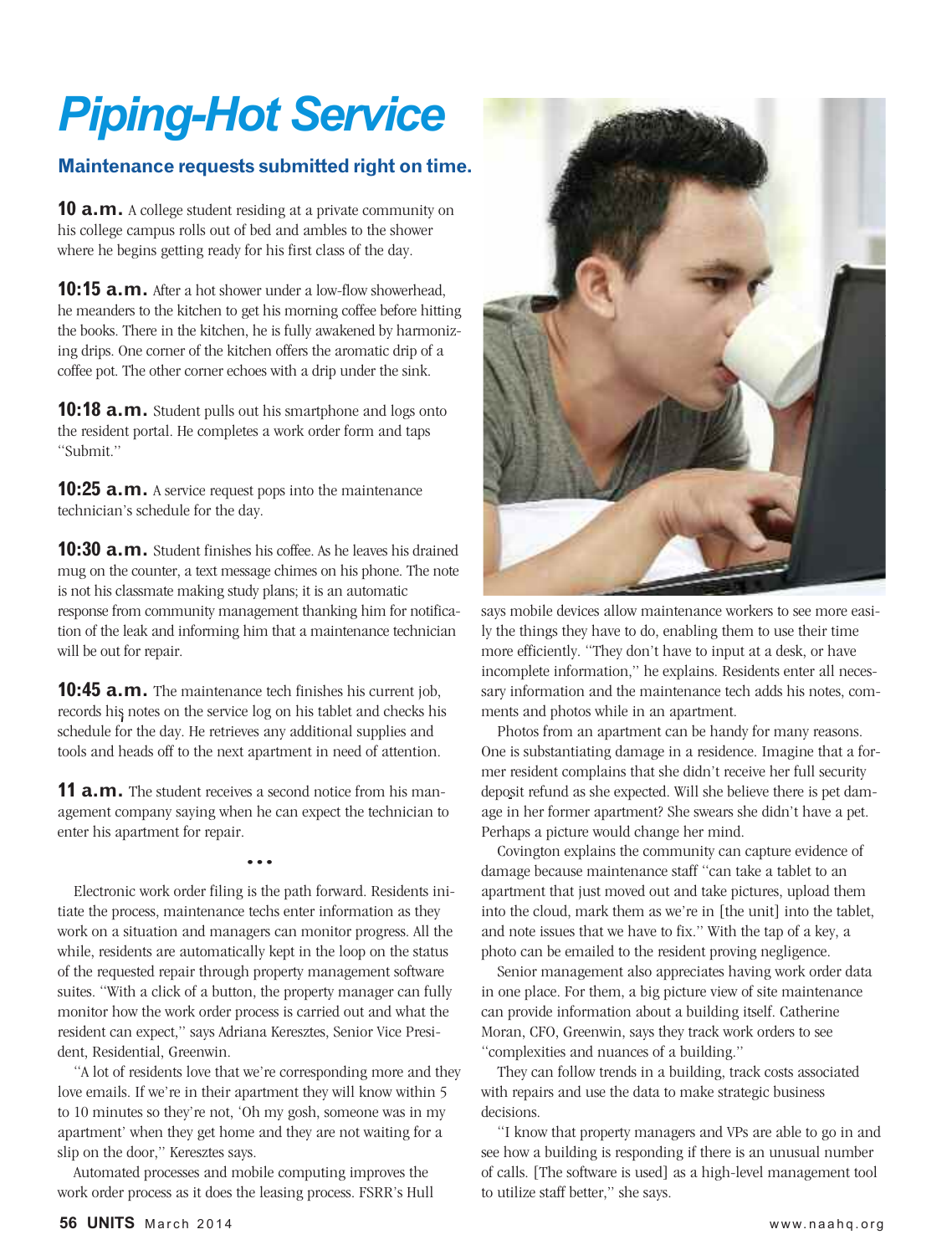# Piping-Hot Service

## Maintenance requests submitted right on time.

**10 a.m.** A college student residing at a private community on his college campus rolls out of bed and ambles to the shower where he begins getting ready for his first class of the day.

**10:15 a.m.** After a hot shower under a low-flow showerhead, he meanders to the kitchen to get his morning coffee before hitting the books. There in the kitchen, he is fully awakened by harmonizing drips. One corner of the kitchen offers the aromatic drip of a coffee pot. The other corner echoes with a drip under the sink.

**10:18 a.m.** Student pulls out his smartphone and logs onto the resident portal. He completes a work order form and taps "Submit."

**10:25 a.m.** A service request pops into the maintenance technician's schedule for the day.

**10:30 a.m.** Student finishes his coffee. As he leaves his drained mug on the counter, a text message chimes on his phone. The note is not his classmate making study plans; it is an automatic response from community management thanking him for notification of the leak and informing him that a maintenance technician will be out for repair.

**10:45 a.m.** The maintenance tech finishes his current job, records his notes on the service log on his tablet and checks his schedule for the day. He retrieves any additional supplies and tools and heads off to the next apartment in need of attention.

**11 a.m.** The student receives a second notice from his management company saying when he can expect the technician to enter his apartment for repair.

• • •

Electronic work order filing is the path forward. Residents initiate the process, maintenance techs enter information as they work on a situation and managers can monitor progress. All the while, residents are automatically kept in the loop on the status of the requested repair through property management software suites. "With a click of a button, the property manager can fully monitor how the work order process is carried out and what the resident can expect," says Adriana Keresztes, Senior Vice President, Residential, Greenwin.

"A lot of residents love that we're corresponding more and they love emails. If we're in their apartment they will know within 5 to 10 minutes so they're not, 'Oh my gosh, someone was in my apartment' when they get home and they are not waiting for a slip on the door," Keresztes says.

Automated processes and mobile computing improves the work order process as it does the leasing process. FSRR's Hull says mobile devices allow maintenance workers to see more easily the things they have to do, enabling them to use their time more efficiently. "They don't have to input at a desk, or have incomplete information," he explains. Residents enter all necessary information and the maintenance tech adds his notes, comments and photos while in an apartment.

Photos from an apartment can be handy for many reasons. One is substantiating damage in a residence. Imagine that a former resident complains that she didn't receive her full security deposit refund as she expected. Will she believe there is pet damage in her former apartment? She swears she didn't have a pet. Perhaps a picture would change her mind.

Covington explains the community can capture evidence of damage because maintenance staff "can take a tablet to an apartment that just moved out and take pictures, upload them into the cloud, mark them as we're in [the unit] into the tablet, and note issues that we have to fix." With the tap of a key, a photo can be emailed to the resident proving negligence.

Senior management also appreciates having work order data in one place. For them, a big picture view of site maintenance can provide information about a building itself. Catherine Moran, CFO, Greenwin, says they track work orders to see "complexities and nuances of a building."

They can follow trends in a building, track costs associated with repairs and use the data to make strategic business decisions.

"I know that property managers and VPs are able to go in and see how a building is responding if there is an unusual number of calls. [The software is used] as a high-level management tool to utilize staff better," she says.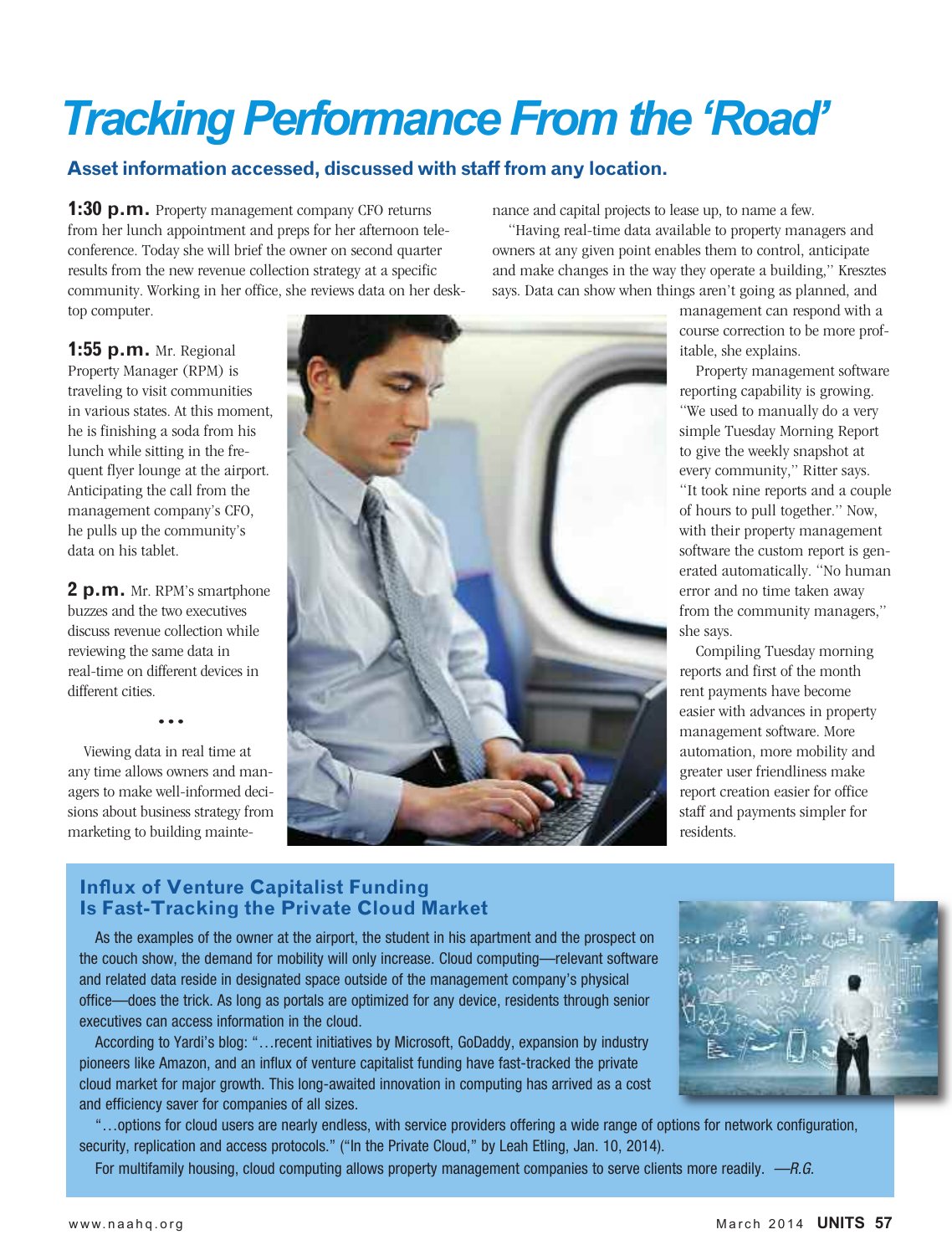# Tracking Performance From the 'Road'

### Asset information accessed, discussed with staff from any location.

**1:30 p.m.** Property management company CFO returns from her lunch appointment and preps for her afternoon teleconference. Today she will brief the owner on second quarter results from the new revenue collection strategy at a specific community. Working in her office, she reviews data on her desktop computer.

**1:55 p.m.** Mr. Regional Property Manager (RPM) is traveling to visit communities in various states. At this moment, he is finishing a soda from his lunch while sitting in the frequent flyer lounge at the airport. Anticipating the call from the management company's CFO, he pulls up the community's data on his tablet.

**2 p.m.** Mr. RPM's smartphone buzzes and the two executives discuss revenue collection while reviewing the same data in real-time on different devices in different cities.

• • •

Viewing data in real time at any time allows owners and managers to make well-informed decisions about business strategy from marketing to building maintenance and capital projects to lease up, to name a few.

"Having real-time data available to property managers and owners at any given point enables them to control, anticipate and make changes in the way they operate a building," Kresztes says. Data can show when things aren't going as planned, and management can respond with a course correction to be more profitable, she explains.

Property management software reporting capability is growing. "We used to manually do a very simple Tuesday Morning Report to give the weekly snapshot at every community," Ritter says. "It took nine reports and a couple of hours to pull together." Now, with their property management software the custom report is generated automatically. "No human error and no time taken away from the community managers," she says.

Compiling Tuesday morning reports and first of the month rent payments have become easier with advances in property management software. More automation, more mobility and greater user friendliness make report creation easier for office staff and payments simpler for residents.

### Influx of Venture Capitalist Funding Is Fast-Tracking the Private Cloud Market

As the examples of the owner at the airport, the student in his apartment and the prospect on the couch show, the demand for mobility will only increase. Cloud computing—relevant software and related data reside in designated space outside of the management company's physical office—does the trick. As long as portals are optimized for any device, residents through senior executives can access information in the cloud.

According to Yardi's blog: "…recent initiatives by Microsoft, GoDaddy, expansion by industry pioneers like Amazon, and an influx of venture capitalist funding have fast-tracked the private cloud market for major growth. This long-awaited innovation in computing has arrived as a cost and efficiency saver for companies of all sizes.

"…options for cloud users are nearly endless, with service providers offering a wide range of options for network configuration, security, replication and access protocols." ("In the Private Cloud," by Leah Etling, Jan. 10, 2014).

For multifamily housing, cloud computing allows property management companies to serve clients more readily. *—R.G.*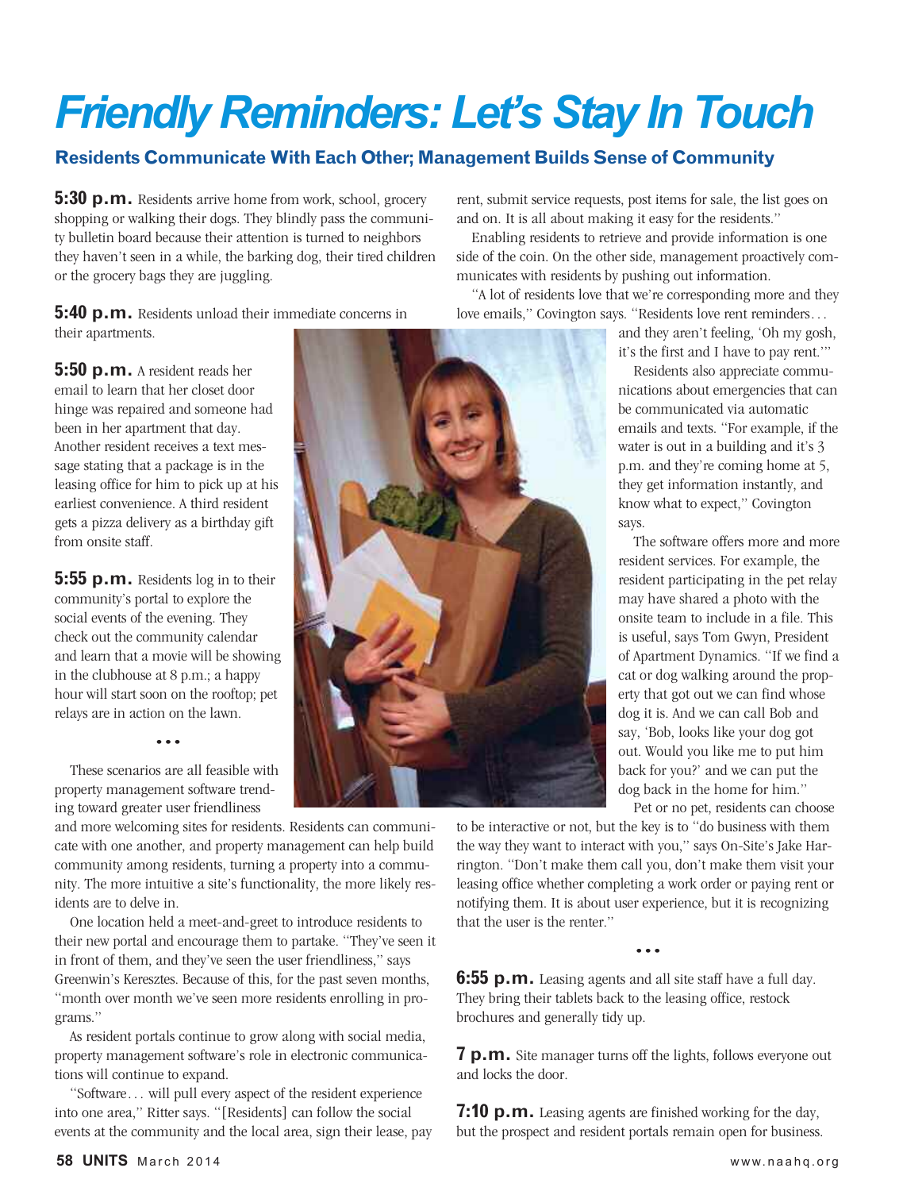# Friendly Reminders: Let's Stay In Touch

## Residents Communicate With Each Other; Management Builds Sense of Community

**5:30 p.m.** Residents arrive home from work, school, grocery shopping or walking their dogs. They blindly pass the community bulletin board because their attention is turned to neighbors they haven't seen in a while, the barking dog, their tired children or the grocery bags they are juggling.

**5:40 p.m.** Residents unload their immediate concerns in their apartments.

**5:50 p.m.** A resident reads her email to learn that her closet door hinge was repaired and someone had been in her apartment that day. Another resident receives a text message stating that a package is in the leasing office for him to pick up at his earliest convenience. A third resident gets a pizza delivery as a birthday gift from onsite staff.

**5:55 p.m.** Residents log in to their community's portal to explore the social events of the evening. They check out the community calendar and learn that a movie will be showing in the clubhouse at 8 p.m.; a happy hour will start soon on the rooftop; pet relays are in action on the lawn.

• • •

These scenarios are all feasible with property management software trending toward greater user friendliness and more welcoming sites for residents. Residents can communicate with one another, and property management can help build community among residents, turning a property into a community. The more intuitive a site's functionality, the more likely residents are to delve in.

One location held a meet-and-greet to introduce residents to their new portal and encourage them to partake. "They've seen it in front of them, and they've seen the user friendliness," says Greenwin's Keresztes. Because of this, for the past seven months, "month over month we've seen more residents enrolling in programs."

As resident portals continue to grow along with social media, property management software's role in electronic communications will continue to expand.

"Software… will pull every aspect of the resident experience into one area," Ritter says. "[Residents] can follow the social events at the community and the local area, sign their lease, pay rent, submit service requests, post items for sale, the list goes on and on. It is all about making it easy for the residents."

Enabling residents to retrieve and provide information is one side of the coin. On the other side, management proactively communicates with residents by pushing out information.

"A lot of residents love that we're corresponding more and they love emails," Covington says. "Residents love rent reminders… and they aren't feeling, 'Oh my gosh, it's the first and I have to pay rent.'"

Residents also appreciate communications about emergencies that can be communicated via automatic emails and texts. "For example, if the water is out in a building and it's 3 p.m. and they're coming home at 5, they get information instantly, and know what to expect," Covington says.

The software offers more and more resident services. For example, the resident participating in the pet relay may have shared a photo with the onsite team to include in a file. This is useful, says Tom Gwyn, President of Apartment Dynamics. "If we find a cat or dog walking around the property that got out we can find whose dog it is. And we can call Bob and say, 'Bob, looks like your dog got out. Would you like me to put him back for you?' and we can put the dog back in the home for him."

Pet or no pet, residents can choose to be interactive or not, but the key is to "do business with them the way they want to interact with you," says On-Site's Jake Harrington. "Don't make them call you, don't make them visit your leasing office whether completing a work order or paying rent or notifying them. It is about user experience, but it is recognizing that the user is the renter."

• • •

**6:55 p.m.** Leasing agents and all site staff have a full day. They bring their tablets back to the leasing office, restock brochures and generally tidy up.

**7 p.m.** Site manager turns off the lights, follows everyone out and locks the door.

**7:10 p.m.** Leasing agents are finished working for the day, but the prospect and resident portals remain open for business.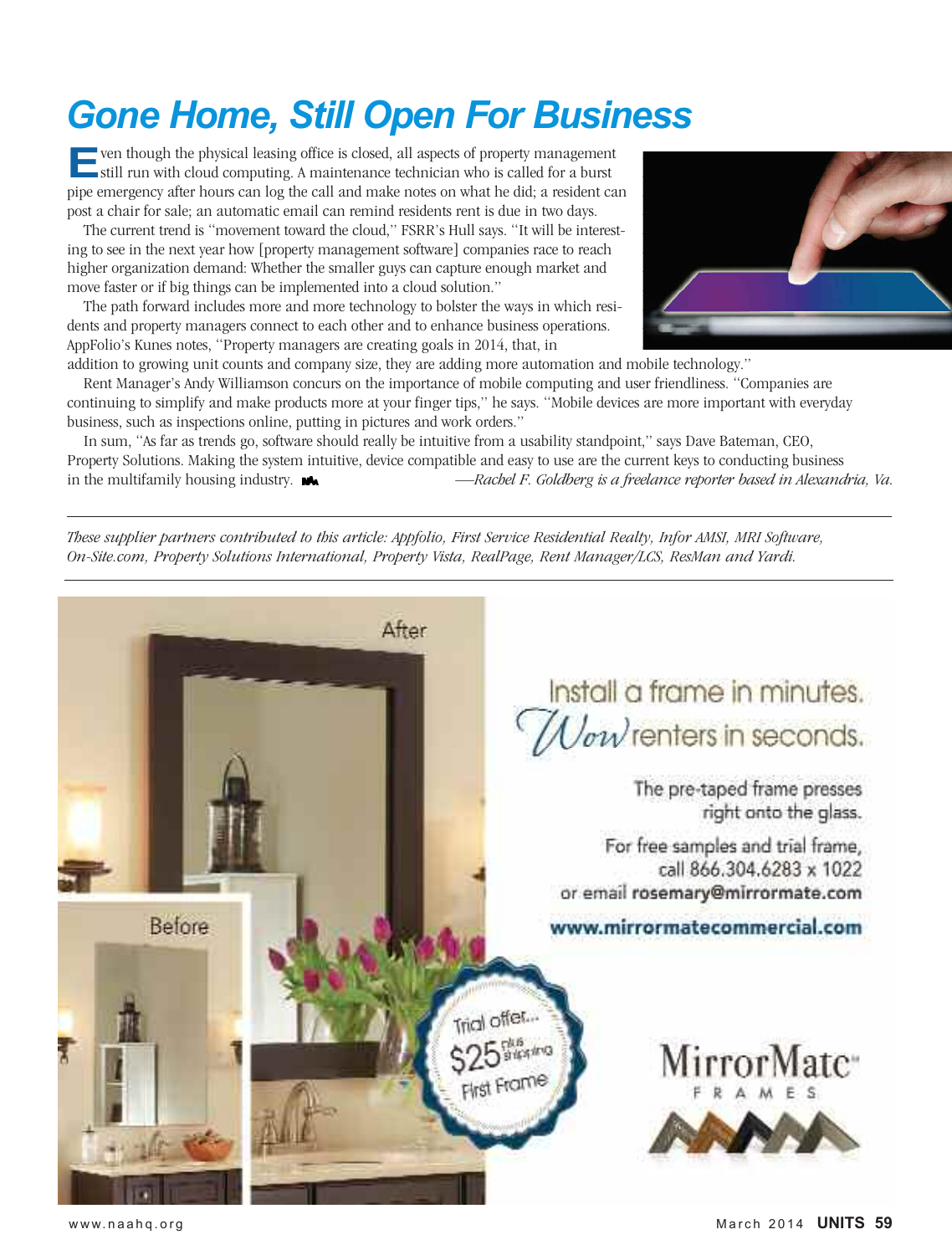# Gone Home, Still Open For Business

Even though the physical leasing office is closed, all aspects of property management still run with cloud computing. A maintenance technician who is called for a burst pipe emergency after hours can log the call and make notes on what he did; a resident can post a chair for sale; an automatic email can remind residents rent is due in two days.

The current trend is "movement toward the cloud," FSRR's Hull says. "It will be interesting to see in the next year how [property management software] companies race to reach higher organization demand: Whether the smaller guys can capture enough market and move faster or if big things can be implemented into a cloud solution."

The path forward includes more and more technology to bolster the ways in which residents and property managers connect to each other and to enhance business operations. AppFolio's Kunes notes, "Property managers are creating goals in 2014, that, in addition to growing unit counts and company size, they are adding more automation and mobile technology."

Rent Manager's Andy Williamson concurs on the importance of mobile computing and user friendliness. "Companies are continuing to simplify and make products more at your finger tips," he says. "Mobile devices are more important with everyday business, such as inspections online, putting in pictures and work orders."

In sum, "As far as trends go, software should really be intuitive from a usability standpoint," says Dave Bateman, CEO, Property Solutions. Making the system intuitive, device compatible and easy to use are the current keys to conducting business in the multifamily housing industry.

*—Rachel F. Goldberg is a freelance reporter based in Alexandria, Va.*

---

*These supplier partners contributed to this article: Appfolio, First Service Residential Realty, Infor AMSI, MRI Software, On-Site.com, Property Solutions International, Property Vista, RealPage, Rent Manager/LCS, ResMan and Yardi.*

---

After

Before

Install a frame in minutes. Wow renters in seconds.

The pre-taped frame presses right onto the glass.

For free samples and trial frame, call 866.304.6283 x 1022 or email **rosemary@mirrormate.com**

**www.mirrormatecommercial.com**

Trial offer... $25 plus shipping First Frame

MirrorMate™ FRAMES